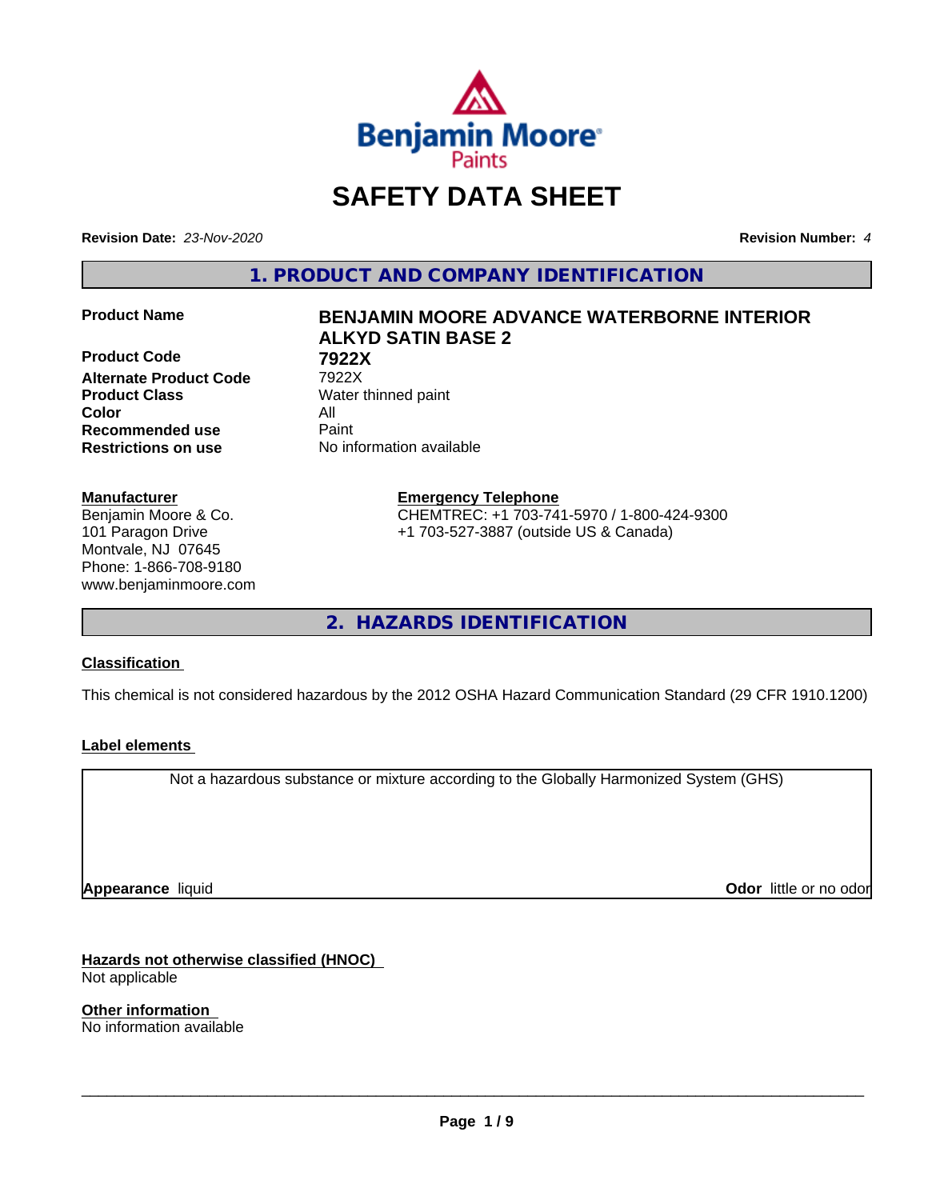# SAFETY DATA SHEET

**Revision Date:** *23-Nov-2020*

**Revision Number:** *4*

## 1. PRODUCT AND COMPANY IDENTIFICATION

| | |
|---|---|
| **Product Name** | **BENJAMIN MOORE ADVANCE WATERBORNE INTERIOR ALKYD SATIN BASE 2** |
| **Product Code** | **7922X** |
| **Alternate Product Code** | 7922X |
| **Product Class** | Water thinned paint |
| **Color** | All |
| **Recommended use** | Paint |
| **Restrictions on use** | No information available |

**Manufacturer**
Benjamin Moore & Co.
101 Paragon Drive
Montvale, NJ 07645
Phone: 1-866-708-9180
www.benjaminmoore.com

**Emergency Telephone**
CHEMTREC: +1 703-741-5970 / 1-800-424-9300
+1 703-527-3887 (outside US & Canada)

## 2. HAZARDS IDENTIFICATION

**Classification**

This chemical is not considered hazardous by the 2012 OSHA Hazard Communication Standard (29 CFR 1910.1200)

**Label elements**

Not a hazardous substance or mixture according to the Globally Harmonized System (GHS)

**Appearance** liquid

**Odor** little or no odor

**Hazards not otherwise classified (HNOC)**
Not applicable

**Other information**
No information available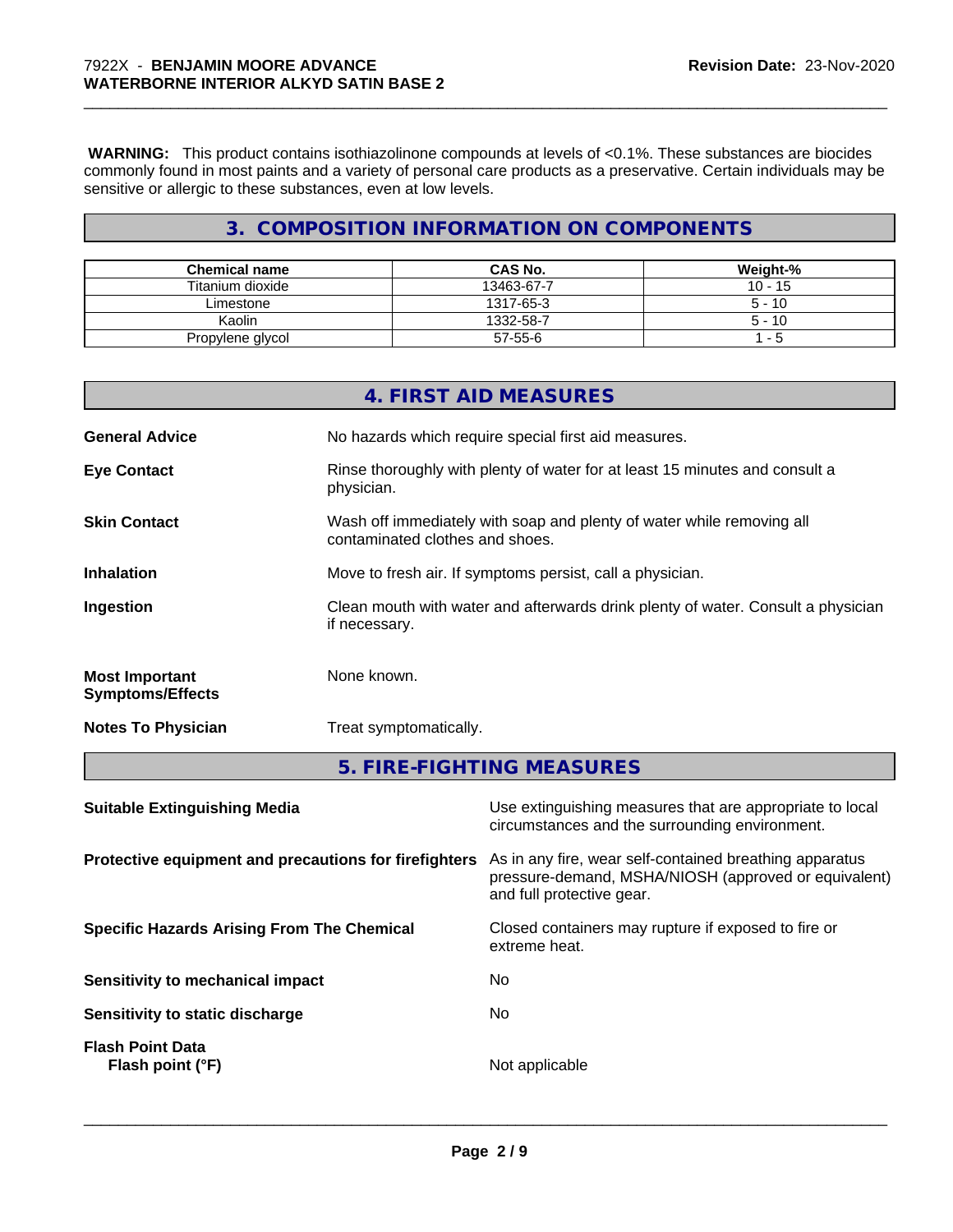**WARNING:** This product contains isothiazolinone compounds at levels of <0.1%. These substances are biocides commonly found in most paints and a variety of personal care products as a preservative. Certain individuals may be sensitive or allergic to these substances, even at low levels.

## 3. COMPOSITION INFORMATION ON COMPONENTS

| Chemical name | CAS No. | Weight-% |
|---|---|---|
| Titanium dioxide | 13463-67-7 | 10 - 15 |
| Limestone | 1317-65-3 | 5 - 10 |
| Kaolin | 1332-58-7 | 5 - 10 |
| Propylene glycol | 57-55-6 | 1 - 5 |

## 4. FIRST AID MEASURES

**General Advice** No hazards which require special first aid measures.

**Eye Contact** Rinse thoroughly with plenty of water for at least 15 minutes and consult a physician.

**Skin Contact** Wash off immediately with soap and plenty of water while removing all contaminated clothes and shoes.

**Inhalation** Move to fresh air. If symptoms persist, call a physician.

**Ingestion** Clean mouth with water and afterwards drink plenty of water. Consult a physician if necessary.

**Most Important Symptoms/Effects** None known.

**Notes To Physician** Treat symptomatically.

## 5. FIRE-FIGHTING MEASURES

**Suitable Extinguishing Media** Use extinguishing measures that are appropriate to local circumstances and the surrounding environment.

**Protective equipment and precautions for firefighters** As in any fire, wear self-contained breathing apparatus pressure-demand, MSHA/NIOSH (approved or equivalent) and full protective gear.

**Specific Hazards Arising From The Chemical** Closed containers may rupture if exposed to fire or extreme heat.

**Sensitivity to mechanical impact** No

**Sensitivity to static discharge** No

**Flash Point Data**
**Flash point (°F)** Not applicable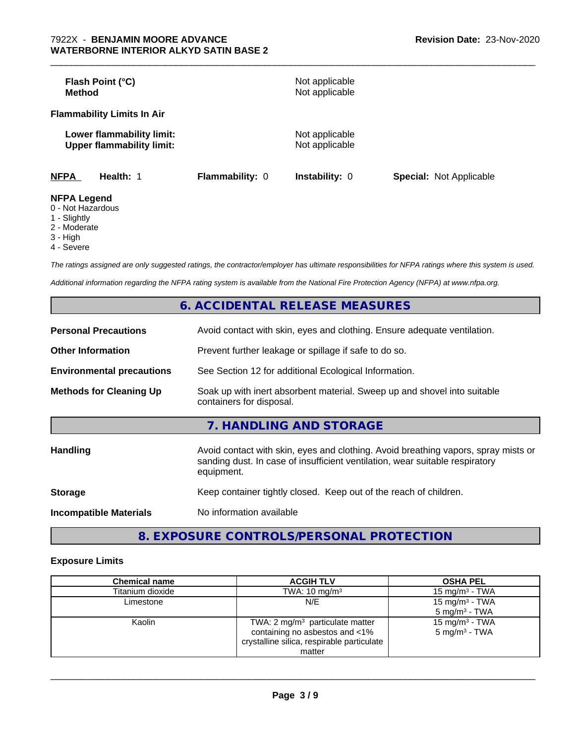**Flash Point (°C)** Not applicable
**Method** Not applicable

**Flammability Limits In Air**

**Lower flammability limit:** Not applicable
**Upper flammability limit:** Not applicable

| NFPA | Health: 1 | Flammability: 0 | Instability: 0 | Special: Not Applicable |
|---|---|---|---|---|

**NFPA Legend**
0 - Not Hazardous
1 - Slightly
2 - Moderate
3 - High
4 - Severe

*The ratings assigned are only suggested ratings, the contractor/employer has ultimate responsibilities for NFPA ratings where this system is used.*

*Additional information regarding the NFPA rating system is available from the National Fire Protection Agency (NFPA) at www.nfpa.org.*

## 6. ACCIDENTAL RELEASE MEASURES

**Personal Precautions** Avoid contact with skin, eyes and clothing. Ensure adequate ventilation.

**Other Information** Prevent further leakage or spillage if safe to do so.

**Environmental precautions** See Section 12 for additional Ecological Information.

**Methods for Cleaning Up** Soak up with inert absorbent material. Sweep up and shovel into suitable containers for disposal.

## 7. HANDLING AND STORAGE

**Handling** Avoid contact with skin, eyes and clothing. Avoid breathing vapors, spray mists or sanding dust. In case of insufficient ventilation, wear suitable respiratory equipment.

**Storage** Keep container tightly closed. Keep out of the reach of children.

**Incompatible Materials** No information available

## 8. EXPOSURE CONTROLS/PERSONAL PROTECTION

**Exposure Limits**

| Chemical name | ACGIH TLV | OSHA PEL |
|---|---|---|
| Titanium dioxide | TWA: 10 mg/m³ | 15 mg/m³ - TWA |
| Limestone | N/E | 15 mg/m³ - TWA<br>5 mg/m³ - TWA |
| Kaolin | TWA: 2 mg/m³ particulate matter containing no asbestos and <1% crystalline silica, respirable particulate matter | 15 mg/m³ - TWA<br>5 mg/m³ - TWA |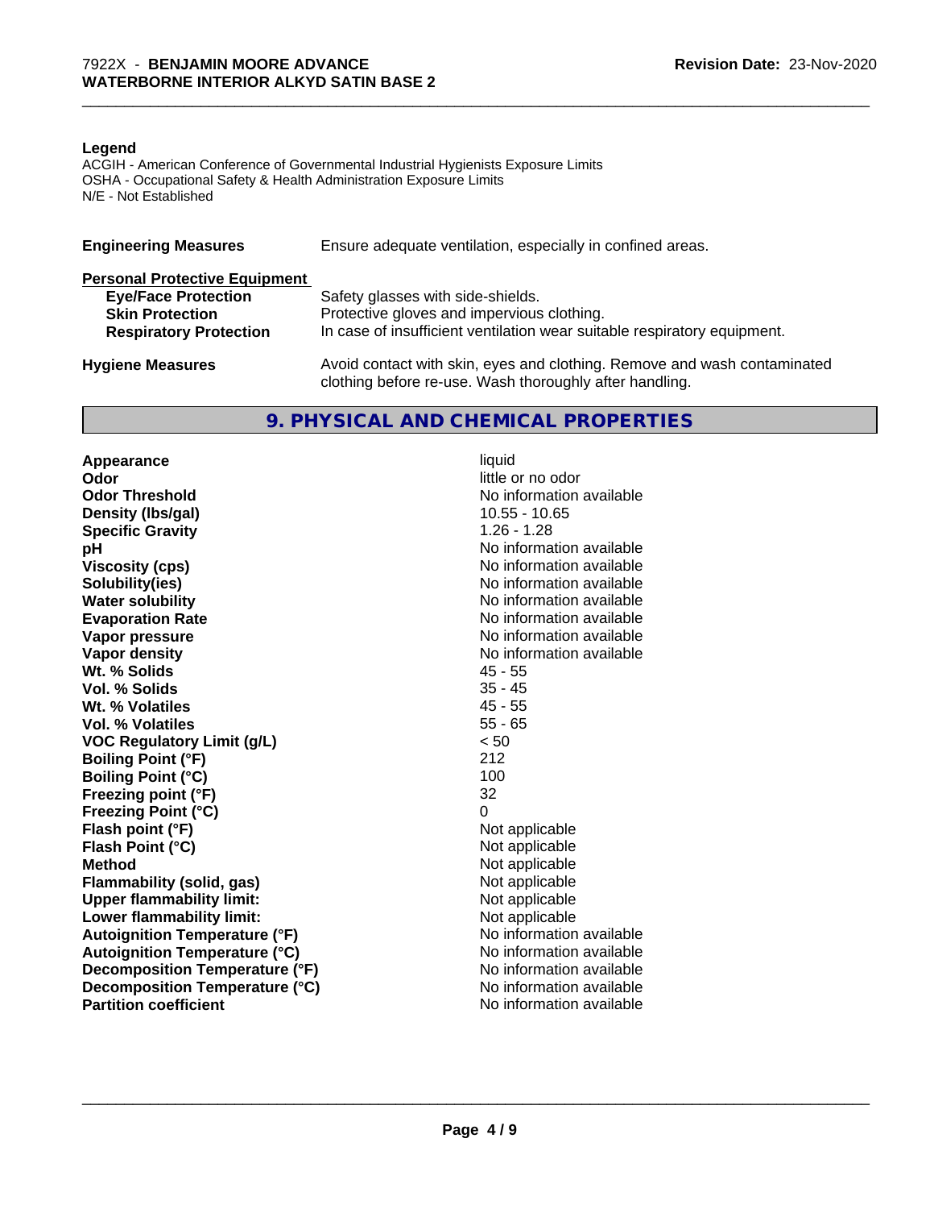**Legend**

ACGIH - American Conference of Governmental Industrial Hygienists Exposure Limits
OSHA - Occupational Safety & Health Administration Exposure Limits
N/E - Not Established

| | |
|---|---|
| **Engineering Measures** | Ensure adequate ventilation, especially in confined areas. |

**Personal Protective Equipment**

| | |
|---|---|
| **Eye/Face Protection** | Safety glasses with side-shields. |
| **Skin Protection** | Protective gloves and impervious clothing. |
| **Respiratory Protection** | In case of insufficient ventilation wear suitable respiratory equipment. |
| **Hygiene Measures** | Avoid contact with skin, eyes and clothing. Remove and wash contaminated clothing before re-use. Wash thoroughly after handling. |

## 9. PHYSICAL AND CHEMICAL PROPERTIES

| | |
|---|---|
| **Appearance** | liquid |
| **Odor** | little or no odor |
| **Odor Threshold** | No information available |
| **Density (lbs/gal)** | 10.55 - 10.65 |
| **Specific Gravity** | 1.26 - 1.28 |
| **pH** | No information available |
| **Viscosity (cps)** | No information available |
| **Solubility(ies)** | No information available |
| **Water solubility** | No information available |
| **Evaporation Rate** | No information available |
| **Vapor pressure** | No information available |
| **Vapor density** | No information available |
| **Wt. % Solids** | 45 - 55 |
| **Vol. % Solids** | 35 - 45 |
| **Wt. % Volatiles** | 45 - 55 |
| **Vol. % Volatiles** | 55 - 65 |
| **VOC Regulatory Limit (g/L)** | < 50 |
| **Boiling Point (°F)** | 212 |
| **Boiling Point (°C)** | 100 |
| **Freezing point (°F)** | 32 |
| **Freezing Point (°C)** | 0 |
| **Flash point (°F)** | Not applicable |
| **Flash Point (°C)** | Not applicable |
| **Method** | Not applicable |
| **Flammability (solid, gas)** | Not applicable |
| **Upper flammability limit:** | Not applicable |
| **Lower flammability limit:** | Not applicable |
| **Autoignition Temperature (°F)** | No information available |
| **Autoignition Temperature (°C)** | No information available |
| **Decomposition Temperature (°F)** | No information available |
| **Decomposition Temperature (°C)** | No information available |
| **Partition coefficient** | No information available |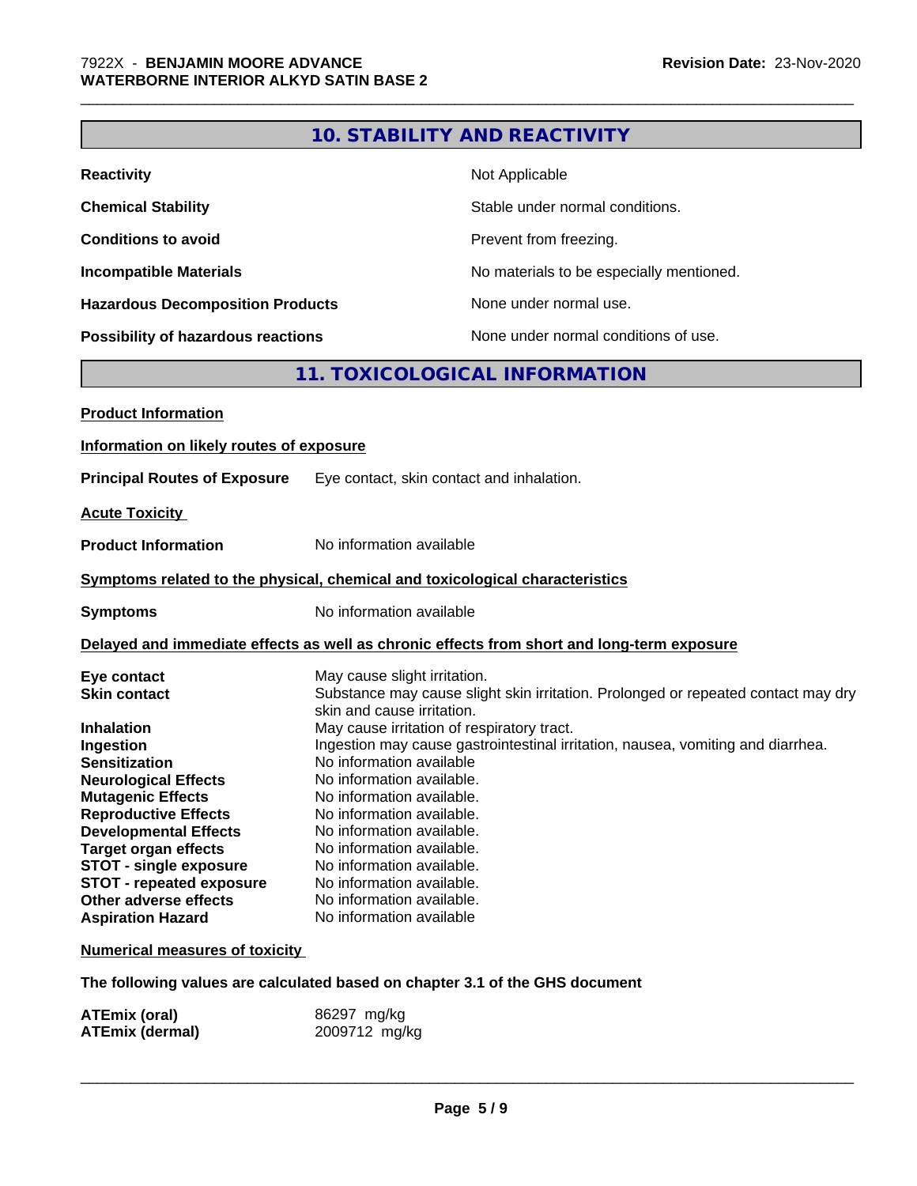## 10. STABILITY AND REACTIVITY

| | |
|---|---|
| **Reactivity** | Not Applicable |
| **Chemical Stability** | Stable under normal conditions. |
| **Conditions to avoid** | Prevent from freezing. |
| **Incompatible Materials** | No materials to be especially mentioned. |
| **Hazardous Decomposition Products** | None under normal use. |
| **Possibility of hazardous reactions** | None under normal conditions of use. |

## 11. TOXICOLOGICAL INFORMATION

**Product Information**

**Information on likely routes of exposure**

**Principal Routes of Exposure** Eye contact, skin contact and inhalation.

**Acute Toxicity**

**Product Information** No information available

**Symptoms related to the physical, chemical and toxicological characteristics**

**Symptoms** No information available

**Delayed and immediate effects as well as chronic effects from short and long-term exposure**

| | |
|---|---|
| **Eye contact** | May cause slight irritation. |
| **Skin contact** | Substance may cause slight skin irritation. Prolonged or repeated contact may dry skin and cause irritation. |
| **Inhalation** | May cause irritation of respiratory tract. |
| **Ingestion** | Ingestion may cause gastrointestinal irritation, nausea, vomiting and diarrhea. |
| **Sensitization** | No information available |
| **Neurological Effects** | No information available. |
| **Mutagenic Effects** | No information available. |
| **Reproductive Effects** | No information available. |
| **Developmental Effects** | No information available. |
| **Target organ effects** | No information available. |
| **STOT - single exposure** | No information available. |
| **STOT - repeated exposure** | No information available. |
| **Other adverse effects** | No information available. |
| **Aspiration Hazard** | No information available |

**Numerical measures of toxicity**

**The following values are calculated based on chapter 3.1 of the GHS document**

| | |
|---|---|
| **ATEmix (oral)** | 86297 mg/kg |
| **ATEmix (dermal)** | 2009712 mg/kg |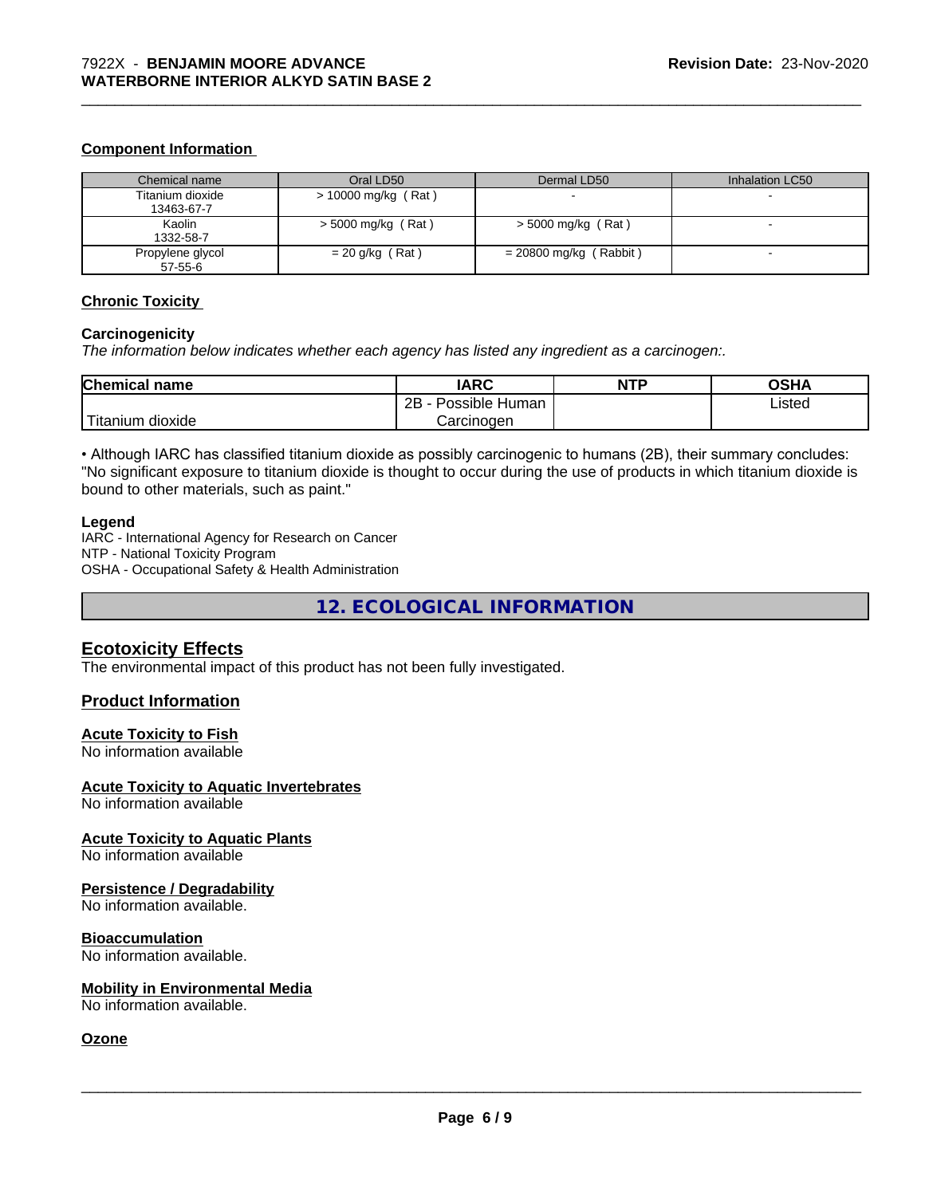### Component Information

| Chemical name | Oral LD50 | Dermal LD50 | Inhalation LC50 |
|---|---|---|---|
| Titanium dioxide<br>13463-67-7 | > 10000 mg/kg ( Rat ) | - | - |
| Kaolin<br>1332-58-7 | > 5000 mg/kg ( Rat ) | > 5000 mg/kg ( Rat ) | - |
| Propylene glycol<br>57-55-6 | = 20 g/kg ( Rat ) | = 20800 mg/kg ( Rabbit ) | - |

### Chronic Toxicity

**Carcinogenicity**

*The information below indicates whether each agency has listed any ingredient as a carcinogen:.*

| Chemical name | IARC | NTP | OSHA |
|---|---|---|---|
| Titanium dioxide | 2B - Possible Human Carcinogen | | Listed |

• Although IARC has classified titanium dioxide as possibly carcinogenic to humans (2B), their summary concludes: "No significant exposure to titanium dioxide is thought to occur during the use of products in which titanium dioxide is bound to other materials, such as paint."

**Legend**

IARC - International Agency for Research on Cancer
NTP - National Toxicity Program
OSHA - Occupational Safety & Health Administration

## 12. ECOLOGICAL INFORMATION

### Ecotoxicity Effects

The environmental impact of this product has not been fully investigated.

### Product Information

**Acute Toxicity to Fish**
No information available

**Acute Toxicity to Aquatic Invertebrates**
No information available

**Acute Toxicity to Aquatic Plants**
No information available

**Persistence / Degradability**
No information available.

**Bioaccumulation**
No information available.

**Mobility in Environmental Media**
No information available.

**Ozone**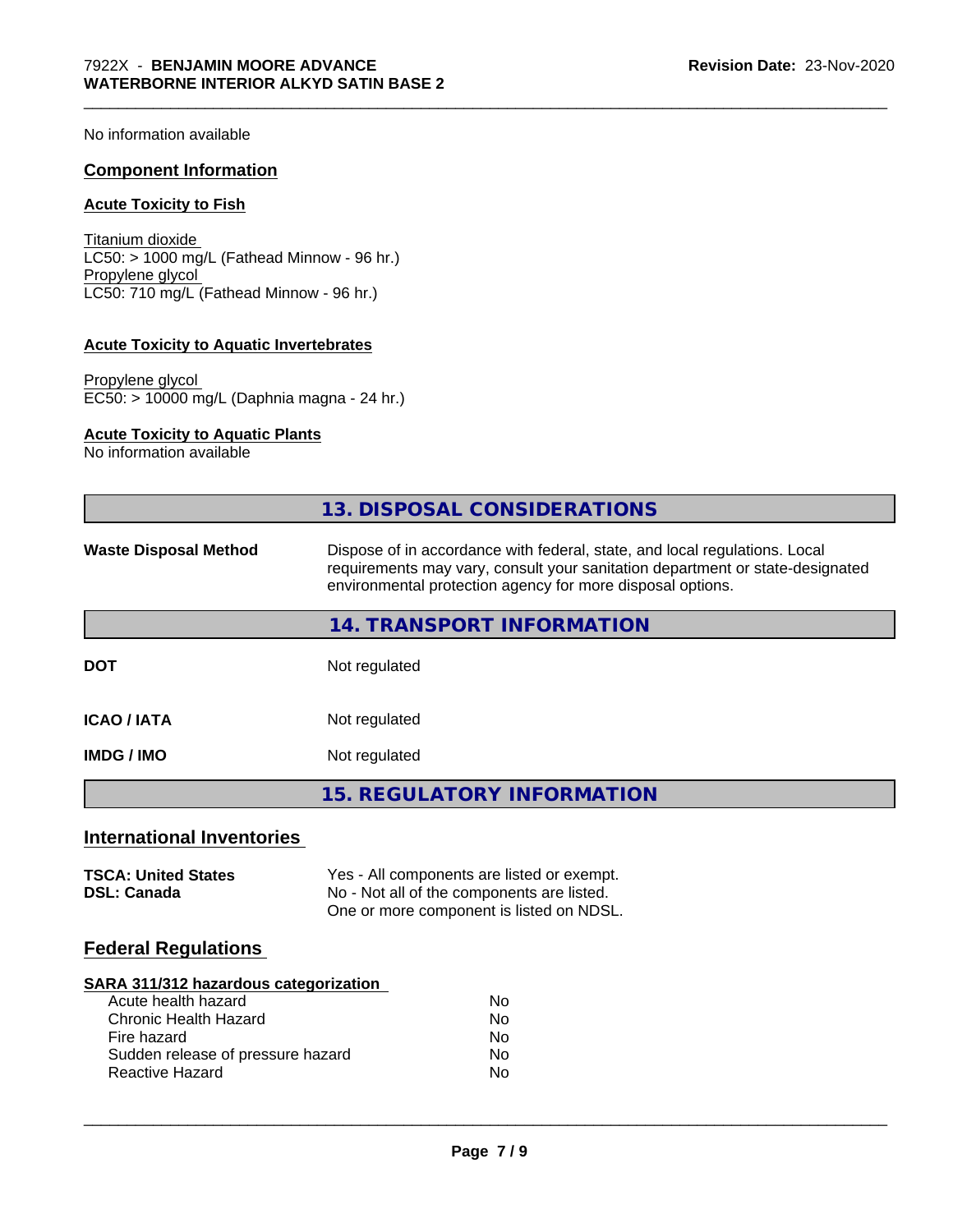No information available

## Component Information

### Acute Toxicity to Fish

Titanium dioxide
LC50: > 1000 mg/L (Fathead Minnow - 96 hr.)
Propylene glycol
LC50: 710 mg/L (Fathead Minnow - 96 hr.)

### Acute Toxicity to Aquatic Invertebrates

Propylene glycol
EC50: > 10000 mg/L (Daphnia magna - 24 hr.)

### Acute Toxicity to Aquatic Plants

No information available

## 13. DISPOSAL CONSIDERATIONS

**Waste Disposal Method** Dispose of in accordance with federal, state, and local regulations. Local requirements may vary, consult your sanitation department or state-designated environmental protection agency for more disposal options.

## 14. TRANSPORT INFORMATION

| | |
|---|---|
| **DOT** | Not regulated |
| **ICAO / IATA** | Not regulated |
| **IMDG / IMO** | Not regulated |

## 15. REGULATORY INFORMATION

## International Inventories

| | |
|---|---|
| **TSCA: United States** | Yes - All components are listed or exempt. |
| **DSL: Canada** | No - Not all of the components are listed.<br>One or more component is listed on NDSL. |

## Federal Regulations

### SARA 311/312 hazardous categorization

| | |
|---|---|
| Acute health hazard | No |
| Chronic Health Hazard | No |
| Fire hazard | No |
| Sudden release of pressure hazard | No |
| Reactive Hazard | No |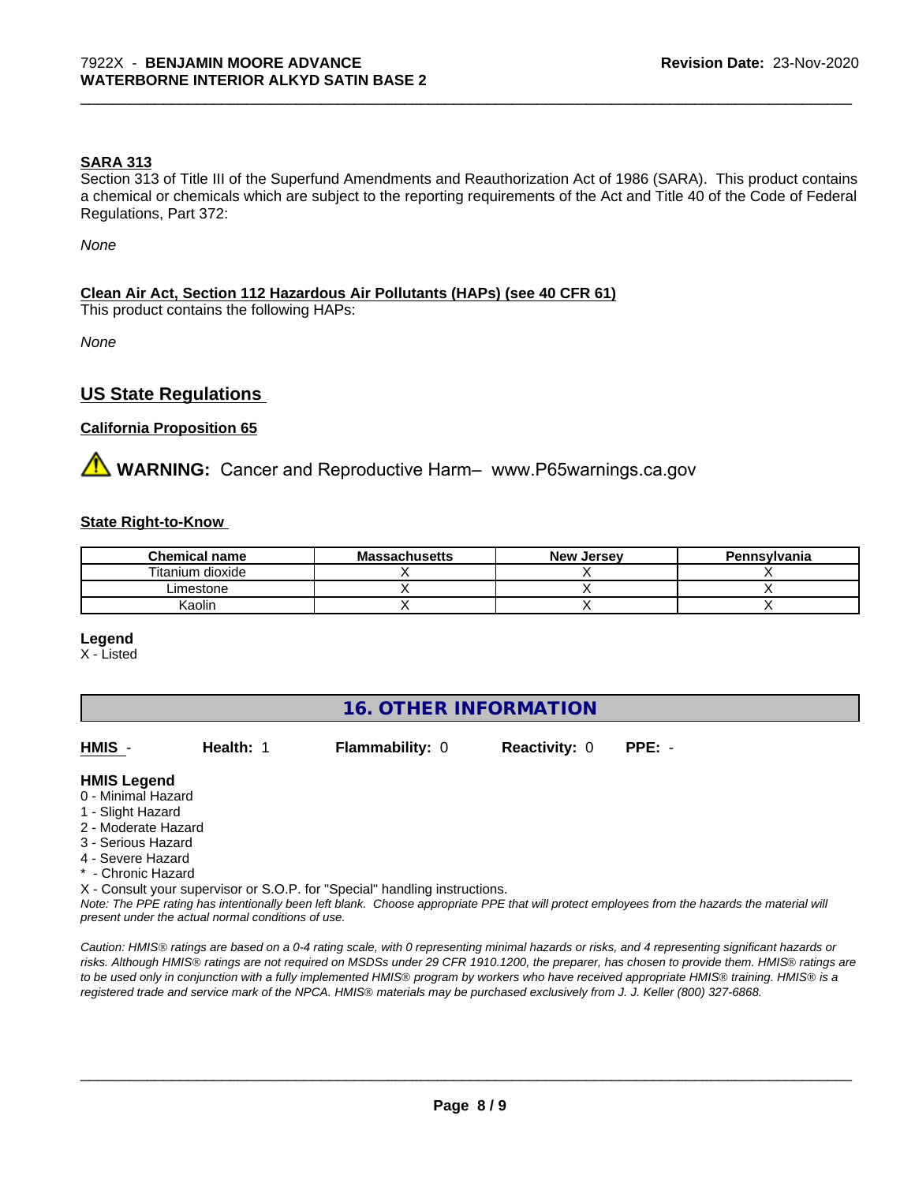**SARA 313**

Section 313 of Title III of the Superfund Amendments and Reauthorization Act of 1986 (SARA). This product contains a chemical or chemicals which are subject to the reporting requirements of the Act and Title 40 of the Code of Federal Regulations, Part 372:

*None*

**Clean Air Act, Section 112 Hazardous Air Pollutants (HAPs) (see 40 CFR 61)**

This product contains the following HAPs:

*None*

## US State Regulations

**California Proposition 65**

⚠ **WARNING:** Cancer and Reproductive Harm– www.P65warnings.ca.gov

**State Right-to-Know**

| Chemical name | Massachusetts | New Jersey | Pennsylvania |
|---|---|---|---|
| Titanium dioxide | X | X | X |
| Limestone | X | X | X |
| Kaolin | X | X | X |

**Legend**

X - Listed

## 16. OTHER INFORMATION

**HMIS** - **Health:** 1 **Flammability:** 0 **Reactivity:** 0 **PPE:** -

**HMIS Legend**

0 - Minimal Hazard
1 - Slight Hazard
2 - Moderate Hazard
3 - Serious Hazard
4 - Severe Hazard
* - Chronic Hazard
X - Consult your supervisor or S.O.P. for "Special" handling instructions.

*Note: The PPE rating has intentionally been left blank. Choose appropriate PPE that will protect employees from the hazards the material will present under the actual normal conditions of use.*

*Caution: HMIS® ratings are based on a 0-4 rating scale, with 0 representing minimal hazards or risks, and 4 representing significant hazards or risks. Although HMIS® ratings are not required on MSDSs under 29 CFR 1910.1200, the preparer, has chosen to provide them. HMIS® ratings are to be used only in conjunction with a fully implemented HMIS® program by workers who have received appropriate HMIS® training. HMIS® is a registered trade and service mark of the NPCA. HMIS® materials may be purchased exclusively from J. J. Keller (800) 327-6868.*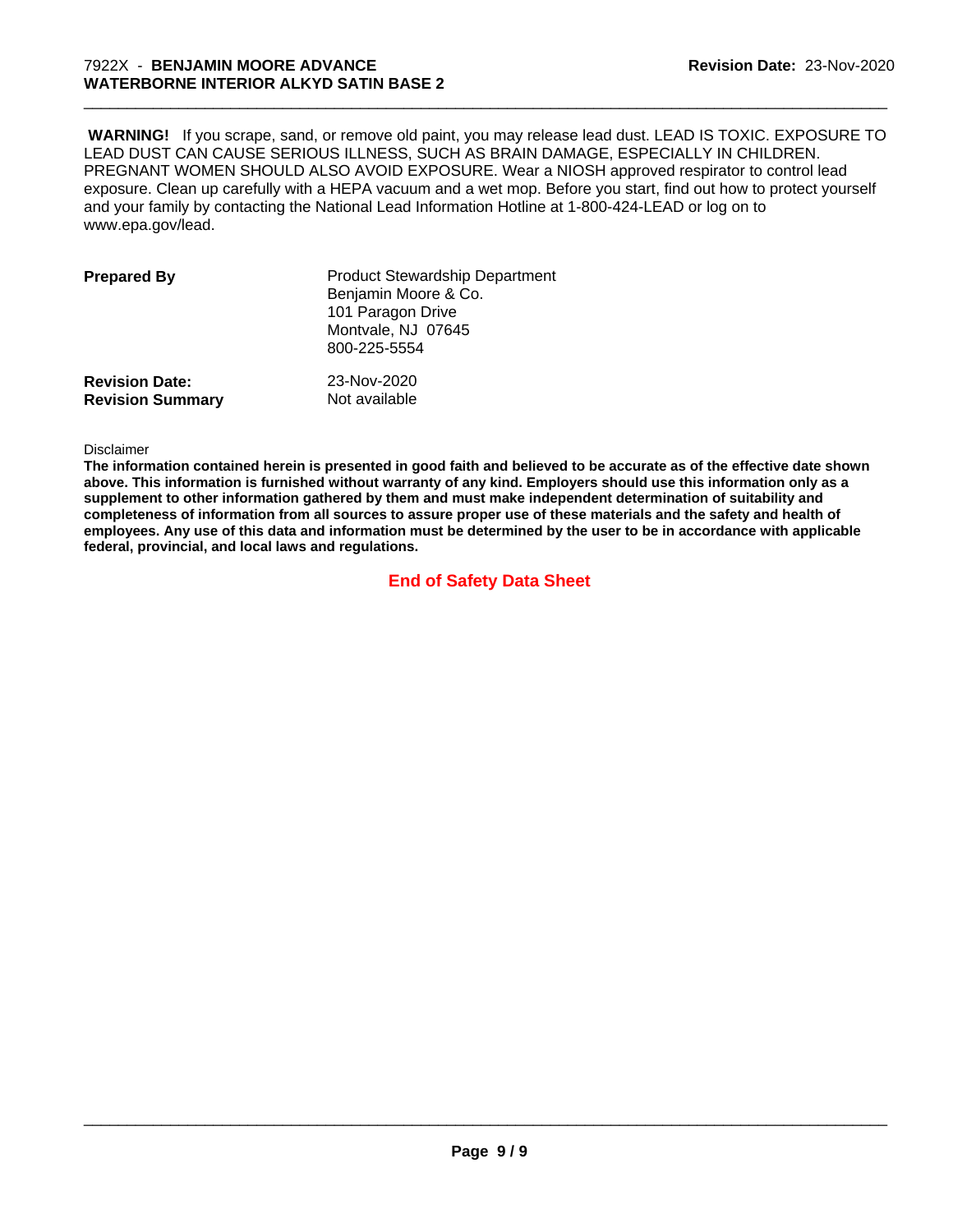**WARNING!** If you scrape, sand, or remove old paint, you may release lead dust. LEAD IS TOXIC. EXPOSURE TO LEAD DUST CAN CAUSE SERIOUS ILLNESS, SUCH AS BRAIN DAMAGE, ESPECIALLY IN CHILDREN. PREGNANT WOMEN SHOULD ALSO AVOID EXPOSURE. Wear a NIOSH approved respirator to control lead exposure. Clean up carefully with a HEPA vacuum and a wet mop. Before you start, find out how to protect yourself and your family by contacting the National Lead Information Hotline at 1-800-424-LEAD or log on to www.epa.gov/lead.

| | |
|---|---|
| **Prepared By** | Product Stewardship Department<br>Benjamin Moore & Co.<br>101 Paragon Drive<br>Montvale, NJ 07645<br>800-225-5554 |
| **Revision Date:** | 23-Nov-2020 |
| **Revision Summary** | Not available |

Disclaimer

**The information contained herein is presented in good faith and believed to be accurate as of the effective date shown above. This information is furnished without warranty of any kind. Employers should use this information only as a supplement to other information gathered by them and must make independent determination of suitability and completeness of information from all sources to assure proper use of these materials and the safety and health of employees. Any use of this data and information must be determined by the user to be in accordance with applicable federal, provincial, and local laws and regulations.**

**End of Safety Data Sheet**